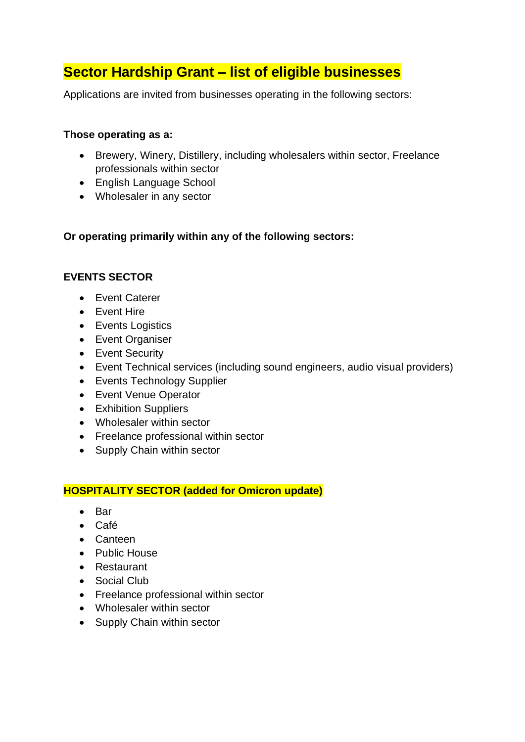# Sector Hardship Grant – list of eligible businesses

Applications are invited from businesses operating in the following sectors:

**Those operating as a:**

- Brewery, Winery, Distillery, including wholesalers within sector, Freelance professionals within sector
- English Language School
- Wholesaler in any sector

**Or operating primarily within any of the following sectors:**

**EVENTS SECTOR**

- Event Caterer
- Event Hire
- Events Logistics
- Event Organiser
- Event Security
- Event Technical services (including sound engineers, audio visual providers)
- Events Technology Supplier
- Event Venue Operator
- Exhibition Suppliers
- Wholesaler within sector
- Freelance professional within sector
- Supply Chain within sector

**HOSPITALITY SECTOR (added for Omicron update)**

- Bar
- Café
- Canteen
- Public House
- Restaurant
- Social Club
- Freelance professional within sector
- Wholesaler within sector
- Supply Chain within sector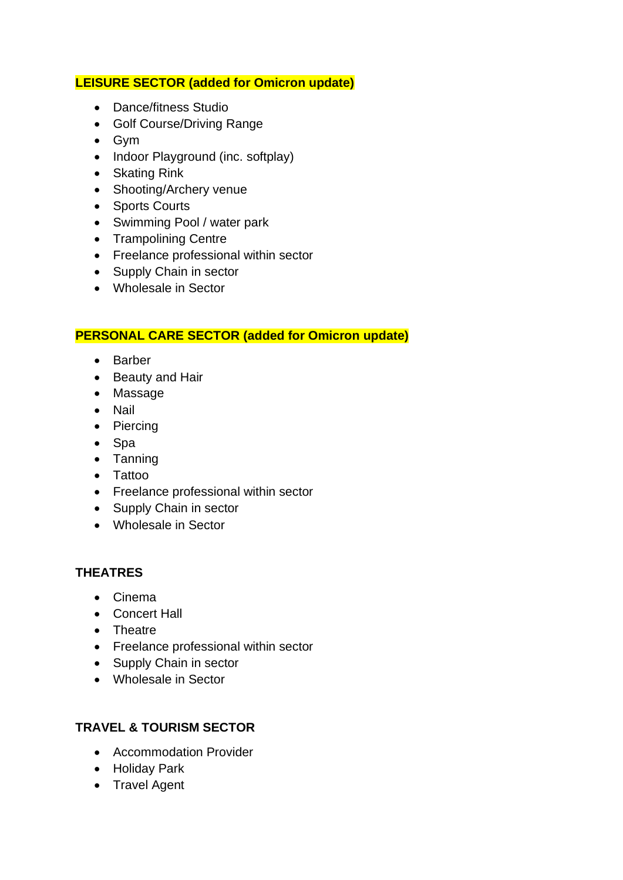**LEISURE SECTOR (added for Omicron update)**

- Dance/fitness Studio
- Golf Course/Driving Range
- Gym
- Indoor Playground (inc. softplay)
- Skating Rink
- Shooting/Archery venue
- Sports Courts
- Swimming Pool / water park
- Trampolining Centre
- Freelance professional within sector
- Supply Chain in sector
- Wholesale in Sector

**PERSONAL CARE SECTOR (added for Omicron update)**

- Barber
- Beauty and Hair
- Massage
- Nail
- Piercing
- Spa
- Tanning
- Tattoo
- Freelance professional within sector
- Supply Chain in sector
- Wholesale in Sector

**THEATRES**

- Cinema
- Concert Hall
- Theatre
- Freelance professional within sector
- Supply Chain in sector
- Wholesale in Sector

**TRAVEL & TOURISM SECTOR**

- Accommodation Provider
- Holiday Park
- Travel Agent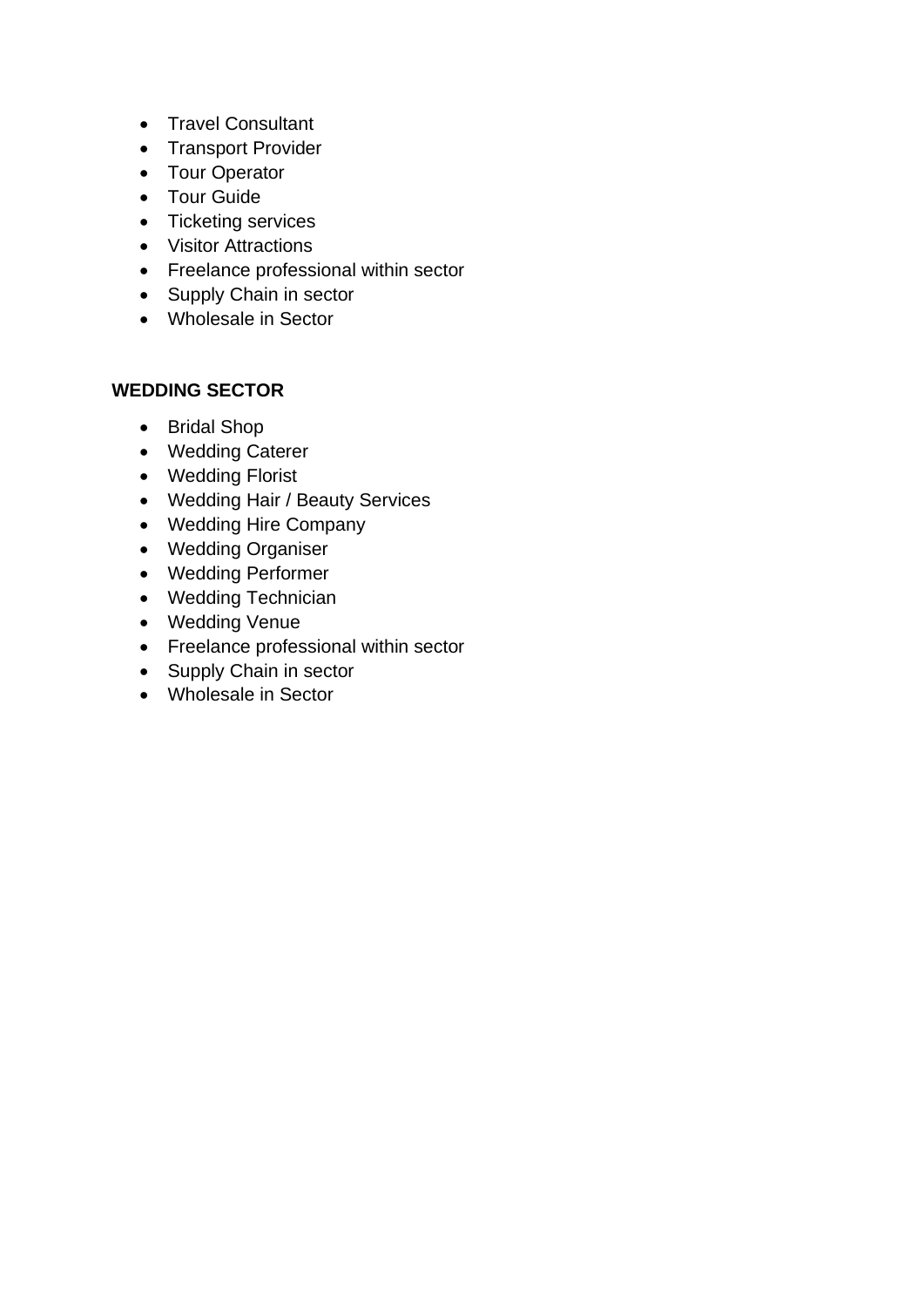- Travel Consultant
- Transport Provider
- Tour Operator
- Tour Guide
- Ticketing services
- Visitor Attractions
- Freelance professional within sector
- Supply Chain in sector
- Wholesale in Sector

**WEDDING SECTOR**

- Bridal Shop
- Wedding Caterer
- Wedding Florist
- Wedding Hair / Beauty Services
- Wedding Hire Company
- Wedding Organiser
- Wedding Performer
- Wedding Technician
- Wedding Venue
- Freelance professional within sector
- Supply Chain in sector
- Wholesale in Sector